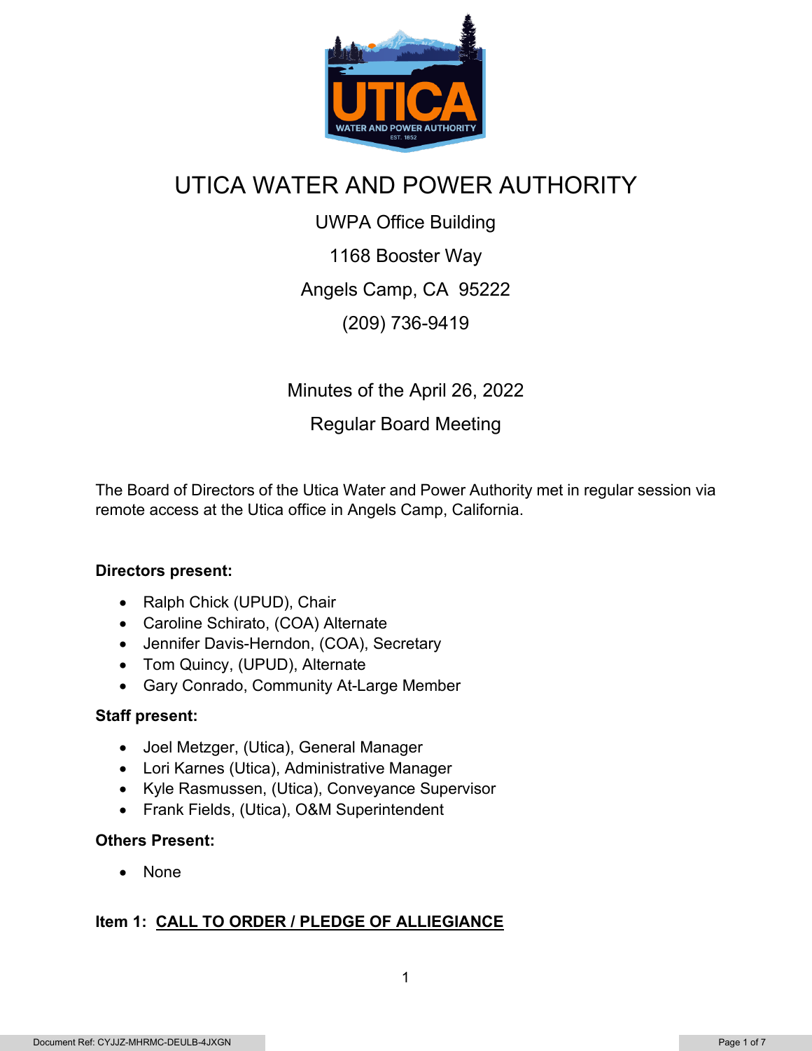# UTICA WATER AND POWER AUTHORITY

UWPA Office Building

1168 Booster Way

Angels Camp, CA 95222

(209) 736-9419

Minutes of the April 26, 2022

Regular Board Meeting

The Board of Directors of the Utica Water and Power Authority met in regular session via remote access at the Utica office in Angels Camp, California.

**Directors present:**

- Ralph Chick (UPUD), Chair
- Caroline Schirato, (COA) Alternate
- Jennifer Davis-Herndon, (COA), Secretary
- Tom Quincy, (UPUD), Alternate
- Gary Conrado, Community At-Large Member

**Staff present:**

- Joel Metzger, (Utica), General Manager
- Lori Karnes (Utica), Administrative Manager
- Kyle Rasmussen, (Utica), Conveyance Supervisor
- Frank Fields, (Utica), O&M Superintendent

**Others Present:**

- None

**Item 1: CALL TO ORDER / PLEDGE OF ALLIEGIANCE**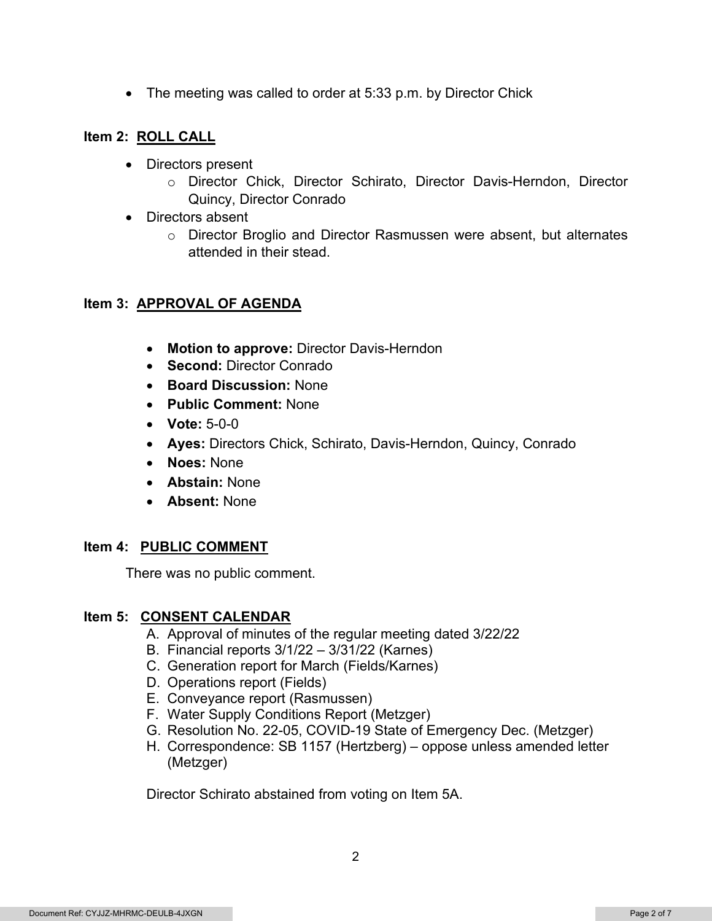- The meeting was called to order at 5:33 p.m. by Director Chick

**Item 2: ROLL CALL**

- Directors present
  - Director Chick, Director Schirato, Director Davis-Herndon, Director Quincy, Director Conrado
- Directors absent
  - Director Broglio and Director Rasmussen were absent, but alternates attended in their stead.

**Item 3: APPROVAL OF AGENDA**

- **Motion to approve:** Director Davis-Herndon
- **Second:** Director Conrado
- **Board Discussion:** None
- **Public Comment:** None
- **Vote:** 5-0-0
- **Ayes:** Directors Chick, Schirato, Davis-Herndon, Quincy, Conrado
- **Noes:** None
- **Abstain:** None
- **Absent:** None

**Item 4: PUBLIC COMMENT**

There was no public comment.

**Item 5: CONSENT CALENDAR**

A. Approval of minutes of the regular meeting dated 3/22/22
B. Financial reports 3/1/22 – 3/31/22 (Karnes)
C. Generation report for March (Fields/Karnes)
D. Operations report (Fields)
E. Conveyance report (Rasmussen)
F. Water Supply Conditions Report (Metzger)
G. Resolution No. 22-05, COVID-19 State of Emergency Dec. (Metzger)
H. Correspondence: SB 1157 (Hertzberg) – oppose unless amended letter (Metzger)

Director Schirato abstained from voting on Item 5A.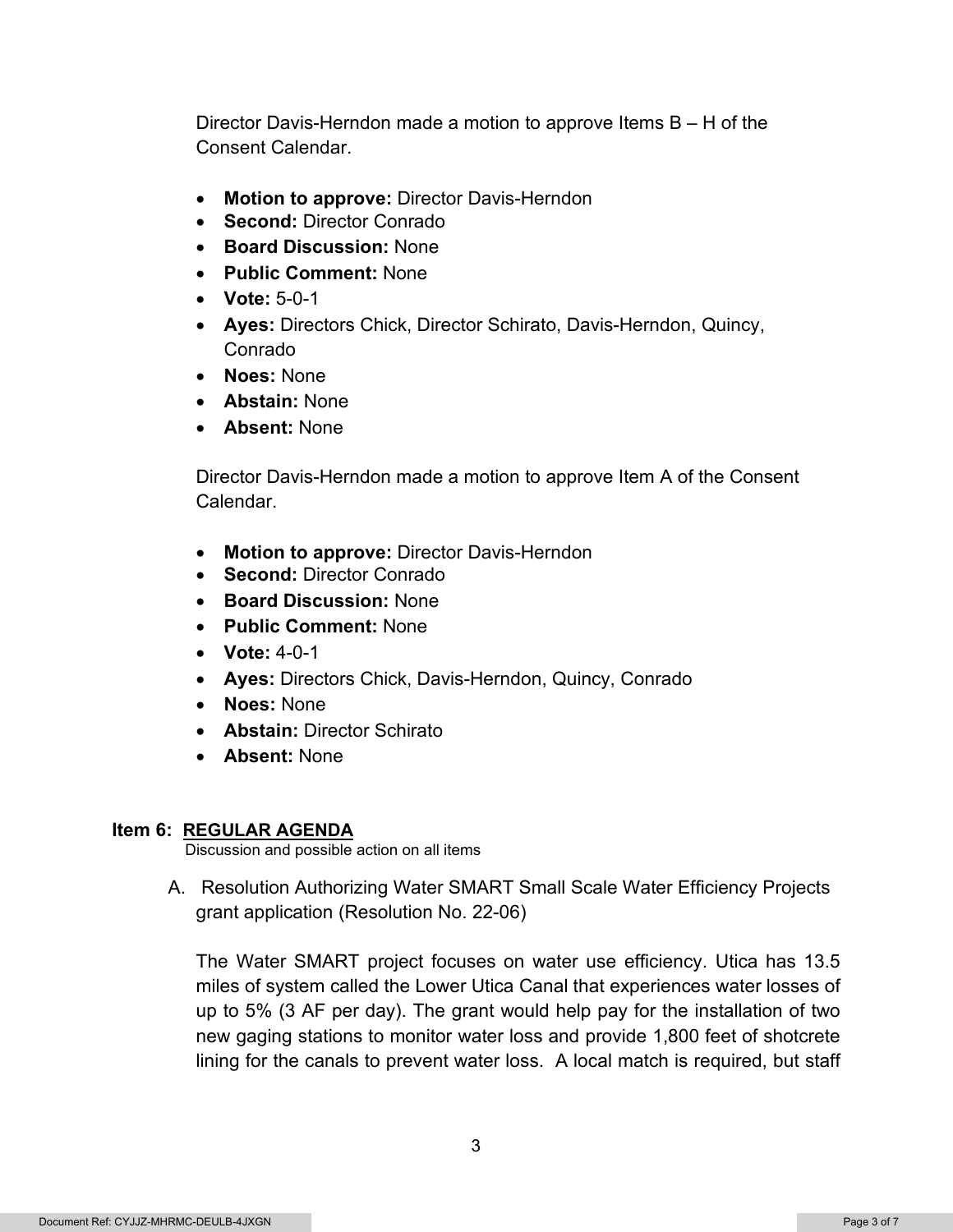Director Davis-Herndon made a motion to approve Items B – H of the Consent Calendar.

- **Motion to approve:** Director Davis-Herndon
- **Second:** Director Conrado
- **Board Discussion:** None
- **Public Comment:** None
- **Vote:** 5-0-1
- **Ayes:** Directors Chick, Director Schirato, Davis-Herndon, Quincy, Conrado
- **Noes:** None
- **Abstain:** None
- **Absent:** None

Director Davis-Herndon made a motion to approve Item A of the Consent Calendar.

- **Motion to approve:** Director Davis-Herndon
- **Second:** Director Conrado
- **Board Discussion:** None
- **Public Comment:** None
- **Vote:** 4-0-1
- **Ayes:** Directors Chick, Davis-Herndon, Quincy, Conrado
- **Noes:** None
- **Abstain:** Director Schirato
- **Absent:** None

## Item 6: REGULAR AGENDA

Discussion and possible action on all items

A. Resolution Authorizing Water SMART Small Scale Water Efficiency Projects grant application (Resolution No. 22-06)

The Water SMART project focuses on water use efficiency. Utica has 13.5 miles of system called the Lower Utica Canal that experiences water losses of up to 5% (3 AF per day). The grant would help pay for the installation of two new gaging stations to monitor water loss and provide 1,800 feet of shotcrete lining for the canals to prevent water loss. A local match is required, but staff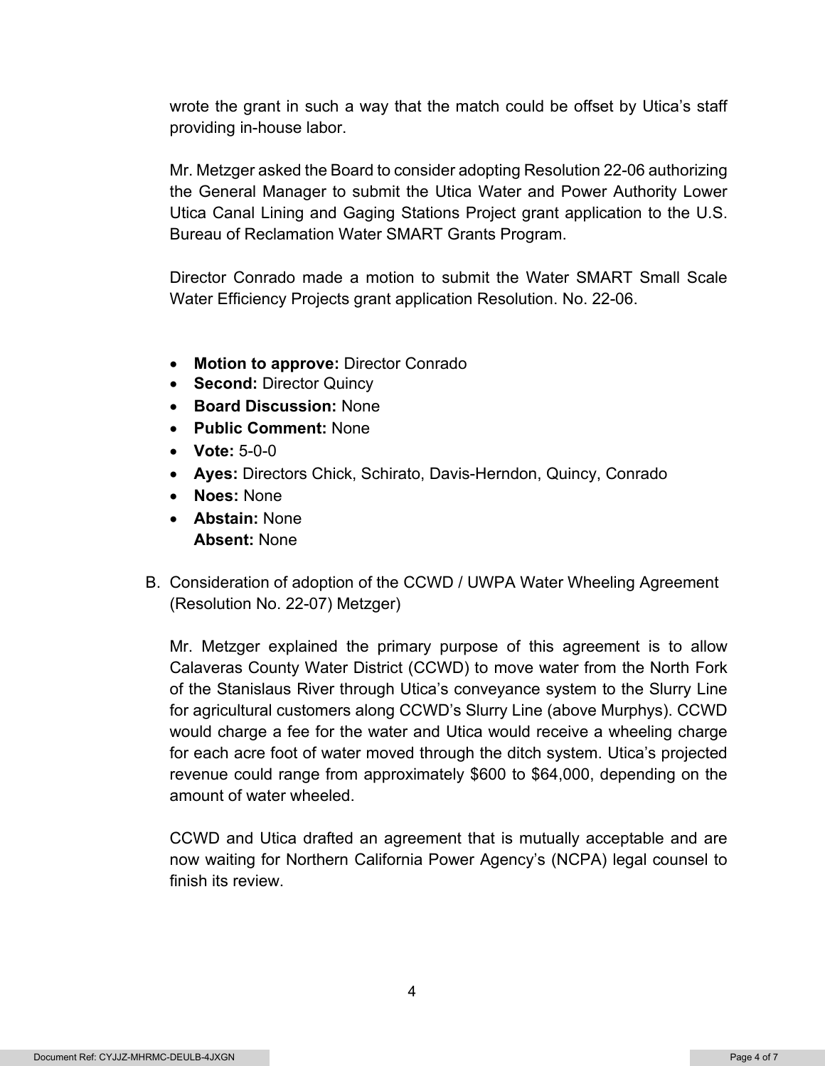wrote the grant in such a way that the match could be offset by Utica's staff providing in-house labor.

Mr. Metzger asked the Board to consider adopting Resolution 22-06 authorizing the General Manager to submit the Utica Water and Power Authority Lower Utica Canal Lining and Gaging Stations Project grant application to the U.S. Bureau of Reclamation Water SMART Grants Program.

Director Conrado made a motion to submit the Water SMART Small Scale Water Efficiency Projects grant application Resolution. No. 22-06.

- **Motion to approve:** Director Conrado
- **Second:** Director Quincy
- **Board Discussion:** None
- **Public Comment:** None
- **Vote:** 5-0-0
- **Ayes:** Directors Chick, Schirato, Davis-Herndon, Quincy, Conrado
- **Noes:** None
- **Abstain:** None
  **Absent:** None

B. Consideration of adoption of the CCWD / UWPA Water Wheeling Agreement (Resolution No. 22-07) Metzger)

Mr. Metzger explained the primary purpose of this agreement is to allow Calaveras County Water District (CCWD) to move water from the North Fork of the Stanislaus River through Utica's conveyance system to the Slurry Line for agricultural customers along CCWD's Slurry Line (above Murphys). CCWD would charge a fee for the water and Utica would receive a wheeling charge for each acre foot of water moved through the ditch system. Utica's projected revenue could range from approximately $600 to $64,000, depending on the amount of water wheeled.

CCWD and Utica drafted an agreement that is mutually acceptable and are now waiting for Northern California Power Agency's (NCPA) legal counsel to finish its review.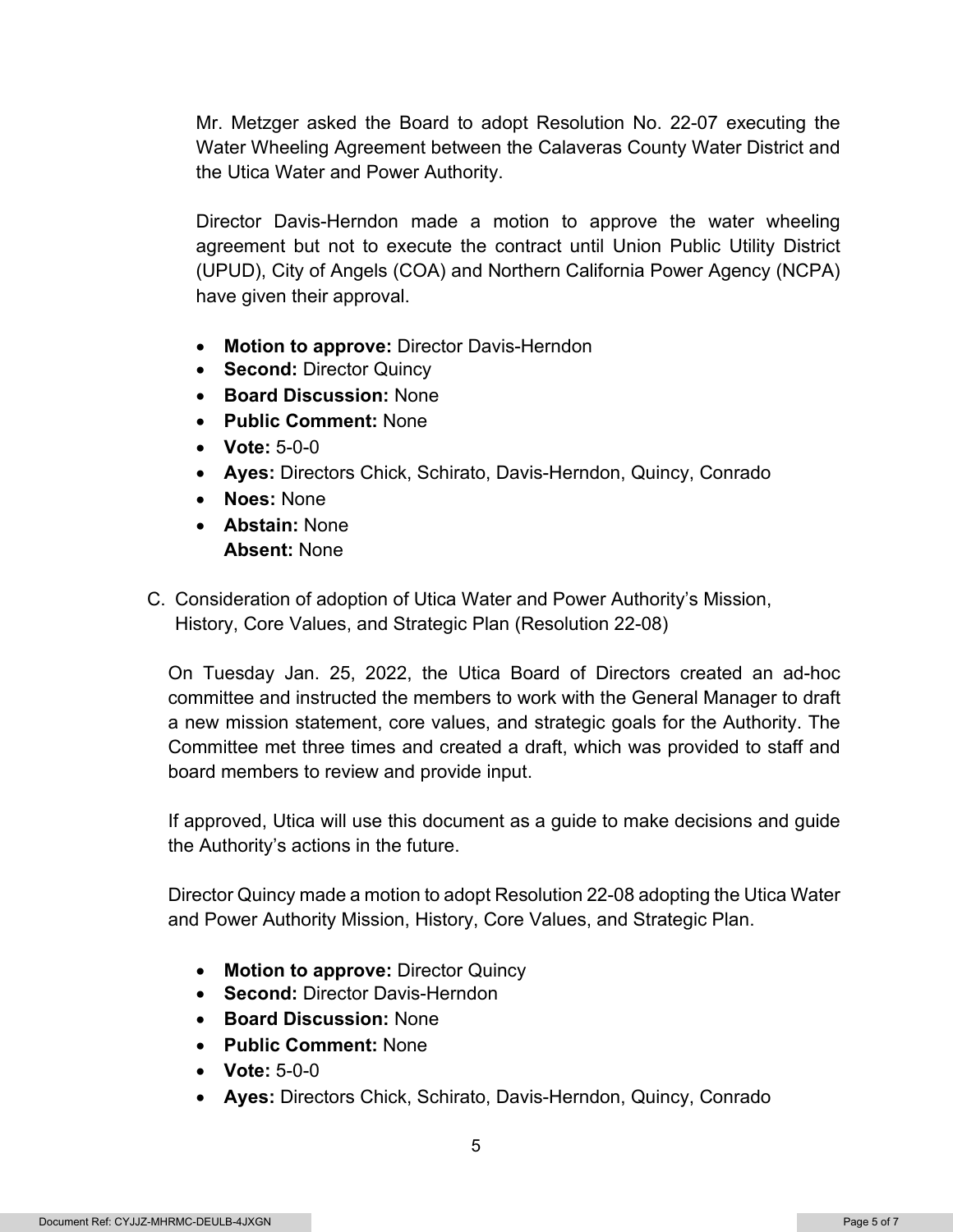Mr. Metzger asked the Board to adopt Resolution No. 22-07 executing the Water Wheeling Agreement between the Calaveras County Water District and the Utica Water and Power Authority.

Director Davis-Herndon made a motion to approve the water wheeling agreement but not to execute the contract until Union Public Utility District (UPUD), City of Angels (COA) and Northern California Power Agency (NCPA) have given their approval.

- **Motion to approve:** Director Davis-Herndon
- **Second:** Director Quincy
- **Board Discussion:** None
- **Public Comment:** None
- **Vote:** 5-0-0
- **Ayes:** Directors Chick, Schirato, Davis-Herndon, Quincy, Conrado
- **Noes:** None
- **Abstain:** None
  **Absent:** None

C. Consideration of adoption of Utica Water and Power Authority's Mission, History, Core Values, and Strategic Plan (Resolution 22-08)

On Tuesday Jan. 25, 2022, the Utica Board of Directors created an ad-hoc committee and instructed the members to work with the General Manager to draft a new mission statement, core values, and strategic goals for the Authority. The Committee met three times and created a draft, which was provided to staff and board members to review and provide input.

If approved, Utica will use this document as a guide to make decisions and guide the Authority's actions in the future.

Director Quincy made a motion to adopt Resolution 22-08 adopting the Utica Water and Power Authority Mission, History, Core Values, and Strategic Plan.

- **Motion to approve:** Director Quincy
- **Second:** Director Davis-Herndon
- **Board Discussion:** None
- **Public Comment:** None
- **Vote:** 5-0-0
- **Ayes:** Directors Chick, Schirato, Davis-Herndon, Quincy, Conrado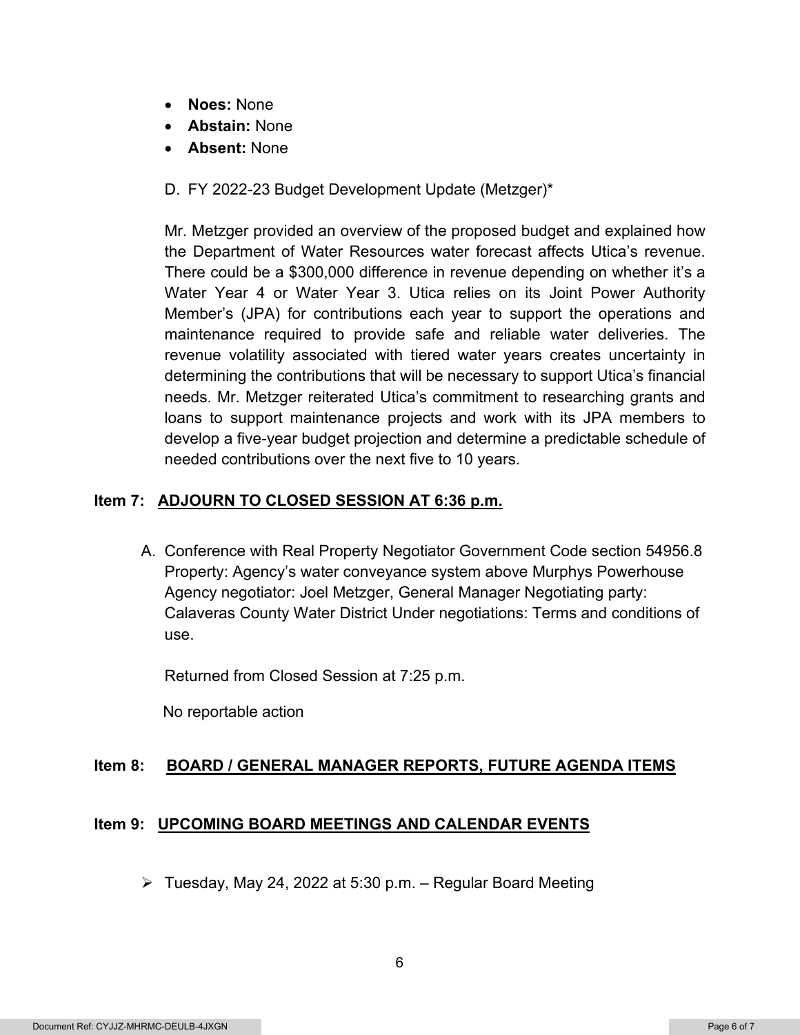- **Noes:** None
- **Abstain:** None
- **Absent:** None

D. FY 2022-23 Budget Development Update (Metzger)*

Mr. Metzger provided an overview of the proposed budget and explained how the Department of Water Resources water forecast affects Utica's revenue. There could be a $300,000 difference in revenue depending on whether it's a Water Year 4 or Water Year 3. Utica relies on its Joint Power Authority Member's (JPA) for contributions each year to support the operations and maintenance required to provide safe and reliable water deliveries. The revenue volatility associated with tiered water years creates uncertainty in determining the contributions that will be necessary to support Utica's financial needs. Mr. Metzger reiterated Utica's commitment to researching grants and loans to support maintenance projects and work with its JPA members to develop a five-year budget projection and determine a predictable schedule of needed contributions over the next five to 10 years.

## Item 7: ADJOURN TO CLOSED SESSION AT 6:36 p.m.

A. Conference with Real Property Negotiator Government Code section 54956.8 Property: Agency's water conveyance system above Murphys Powerhouse Agency negotiator: Joel Metzger, General Manager Negotiating party: Calaveras County Water District Under negotiations: Terms and conditions of use.

Returned from Closed Session at 7:25 p.m.

No reportable action

## Item 8: BOARD / GENERAL MANAGER REPORTS, FUTURE AGENDA ITEMS

## Item 9: UPCOMING BOARD MEETINGS AND CALENDAR EVENTS

- Tuesday, May 24, 2022 at 5:30 p.m. – Regular Board Meeting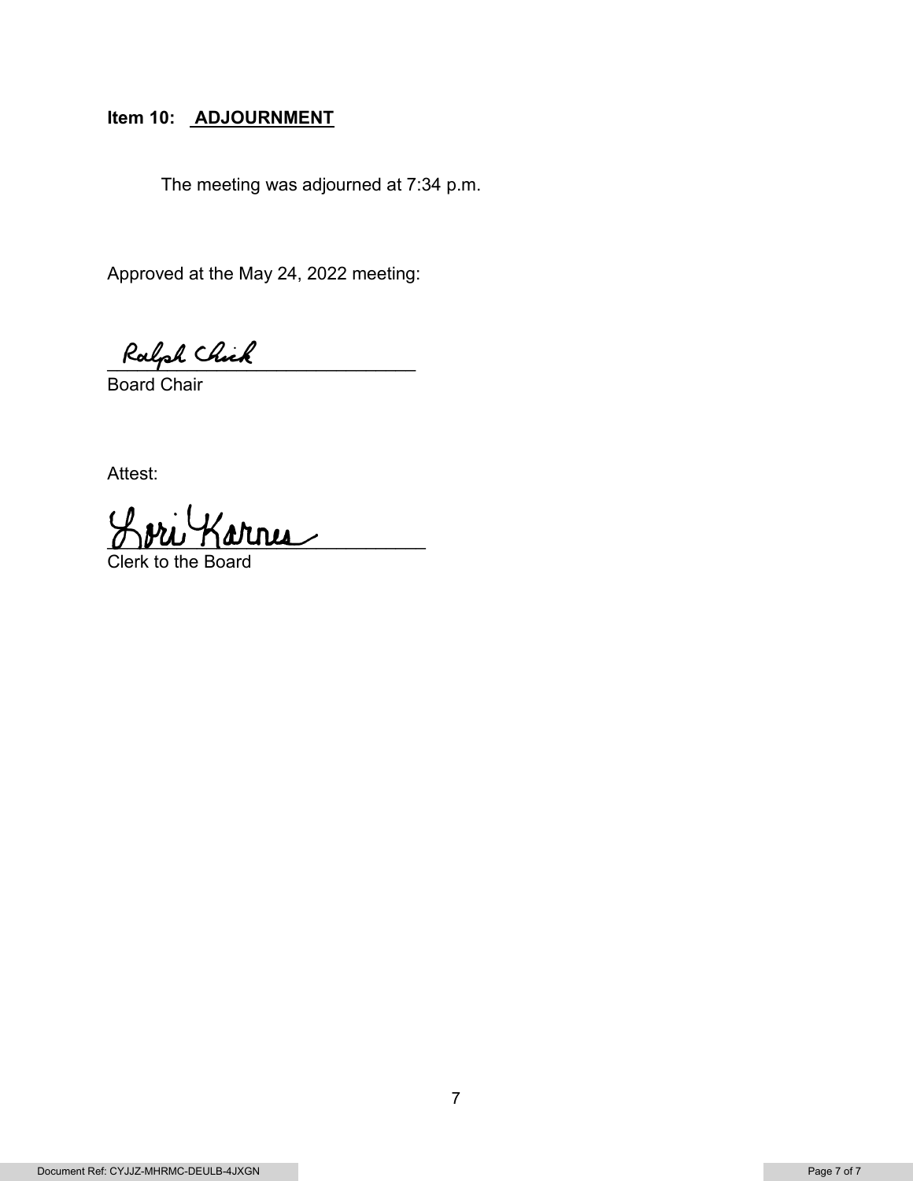**Item 10: ADJOURNMENT**

The meeting was adjourned at 7:34 p.m.

Approved at the May 24, 2022 meeting:

Ralph Chick
\_\_\_\_\_\_\_\_\_\_\_\_\_\_\_\_\_\_\_\_\_\_\_\_\_\_\_\_\_\_
Board Chair

Attest:

Lori Karnes
\_\_\_\_\_\_\_\_\_\_\_\_\_\_\_\_\_\_\_\_\_\_\_\_\_\_\_\_\_\_
Clerk to the Board

Document Ref: CYJJZ-MHRMC-DEULB-4JXGN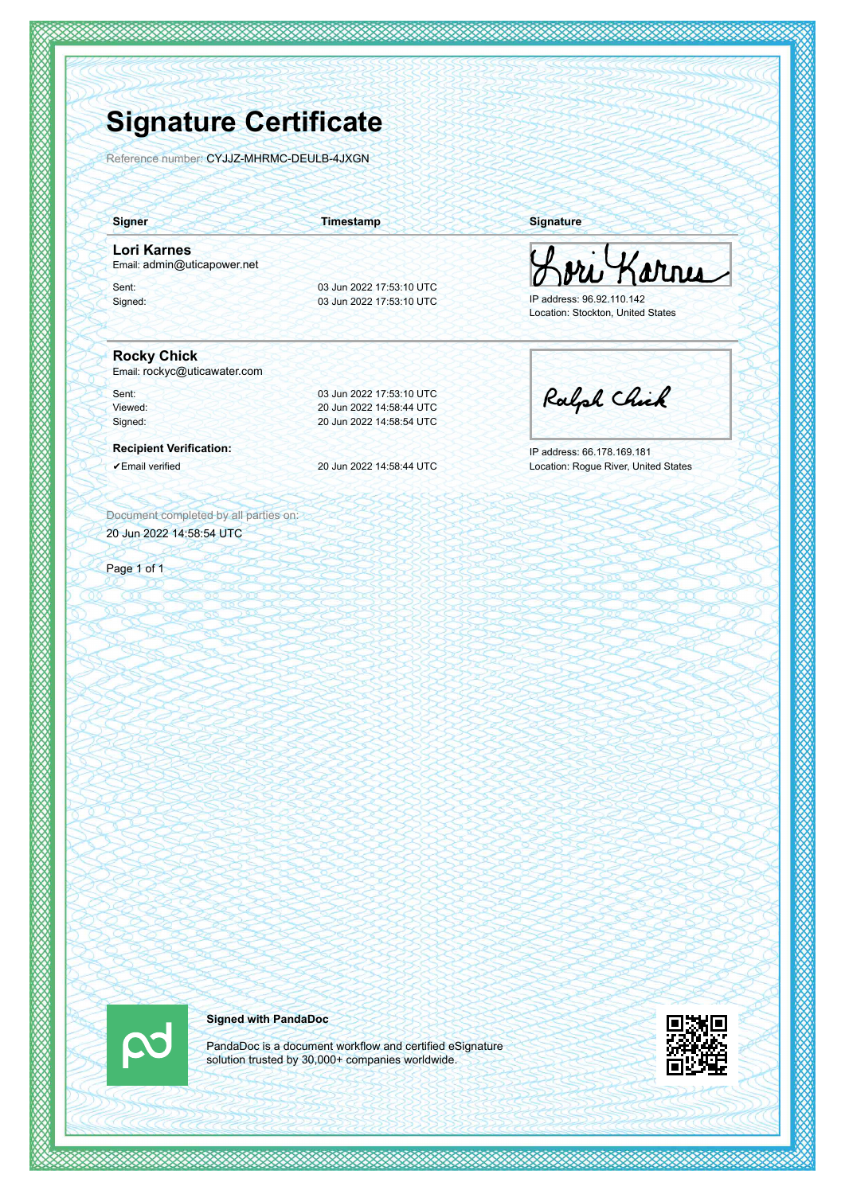# Signature Certificate

Reference number: CYJJZ-MHRMC-DEULB-4JXGN

| Signer | Timestamp | Signature |
|---|---|---|
| **Lori Karnes**<br>Email: admin@uticapower.net | | Lori Karnes |
| Sent: | 03 Jun 2022 17:53:10 UTC | IP address: 96.92.110.142 |
| Signed: | 03 Jun 2022 17:53:10 UTC | Location: Stockton, United States |
| **Rocky Chick**<br>Email: rockyc@uticawater.com | | Ralph Chick |
| Sent: | 03 Jun 2022 17:53:10 UTC | |
| Viewed: | 20 Jun 2022 14:58:44 UTC | |
| Signed: | 20 Jun 2022 14:58:54 UTC | |
| **Recipient Verification:** | | IP address: 66.178.169.181 |
| ✔Email verified | 20 Jun 2022 14:58:44 UTC | Location: Rogue River, United States |

Document completed by all parties on:
20 Jun 2022 14:58:54 UTC

Page 1 of 1

**Signed with PandaDoc**

PandaDoc is a document workflow and certified eSignature solution trusted by 30,000+ companies worldwide.